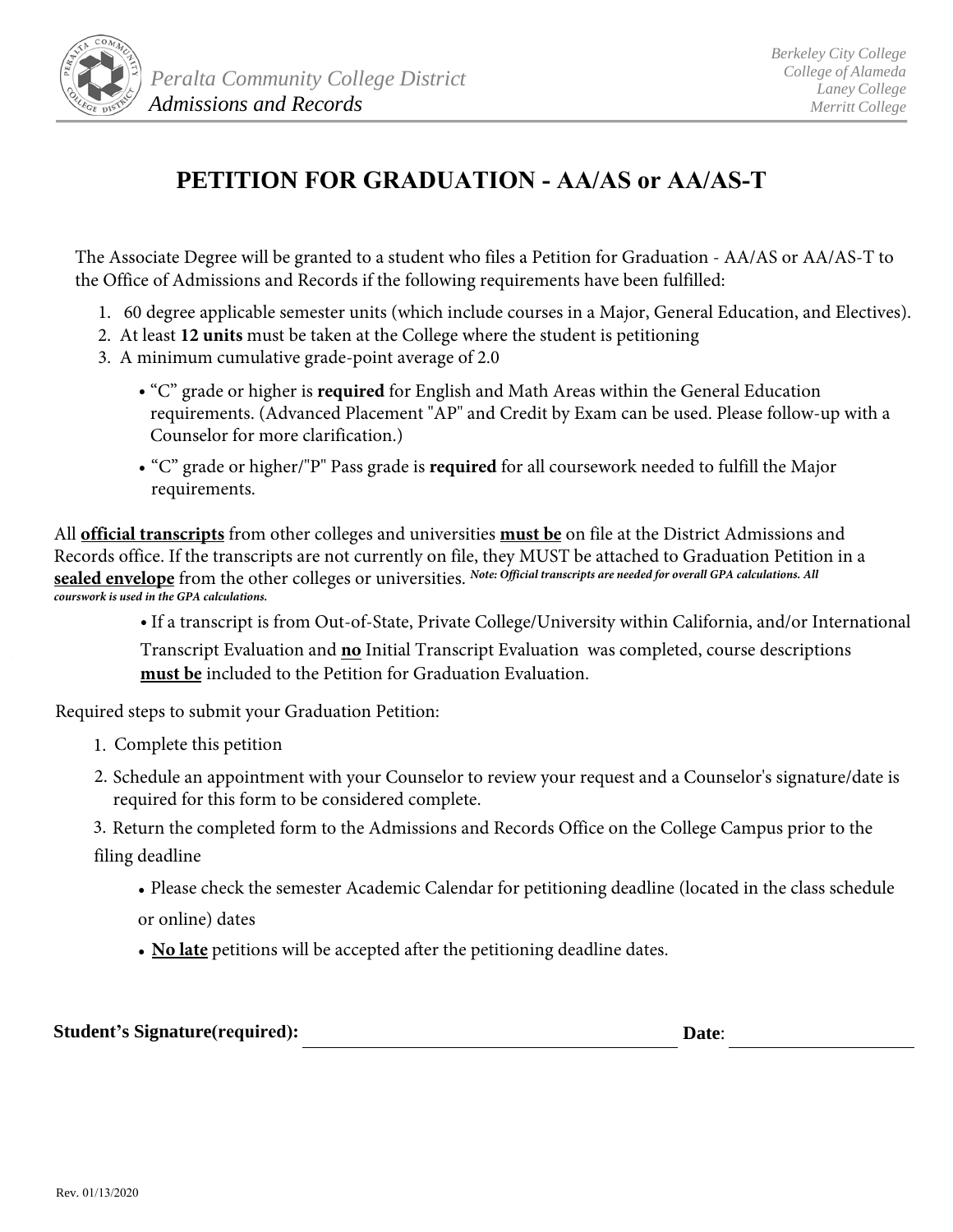Peralta Community College District
*Admissions and Records*

*Berkeley City College*
*College of Alameda*
*Laney College*
*Merritt College*

# PETITION FOR GRADUATION - AA/AS or AA/AS-T

The Associate Degree will be granted to a student who files a Petition for Graduation - AA/AS or AA/AS-T to the Office of Admissions and Records if the following requirements have been fulfilled:

1. 60 degree applicable semester units (which include courses in a Major, General Education, and Electives).
2. At least **12 units** must be taken at the College where the student is petitioning
3. A minimum cumulative grade-point average of 2.0
   - "C" grade or higher is **required** for English and Math Areas within the General Education requirements. (Advanced Placement "AP" and Credit by Exam can be used. Please follow-up with a Counselor for more clarification.)
   - "C" grade or higher/"P" Pass grade is **required** for all coursework needed to fulfill the Major requirements.

All **official transcripts** from other colleges and universities **must be** on file at the District Admissions and Records office. If the transcripts are not currently on file, they MUST be attached to Graduation Petition in a **sealed envelope** from the other colleges or universities. ***Note: Official transcripts are needed for overall GPA calculations. All courswork is used in the GPA calculations.***

- If a transcript is from Out-of-State, Private College/University within California, and/or International Transcript Evaluation and **no** Initial Transcript Evaluation was completed, course descriptions **must be** included to the Petition for Graduation Evaluation.

Required steps to submit your Graduation Petition:

1. Complete this petition
2. Schedule an appointment with your Counselor to review your request and a Counselor's signature/date is required for this form to be considered complete.
3. Return the completed form to the Admissions and Records Office on the College Campus prior to the filing deadline
   - Please check the semester Academic Calendar for petitioning deadline (located in the class schedule or online) dates
   - **No late** petitions will be accepted after the petitioning deadline dates.

**Student's Signature(required):** ______________________________ **Date**: ________________

Rev. 01/13/2020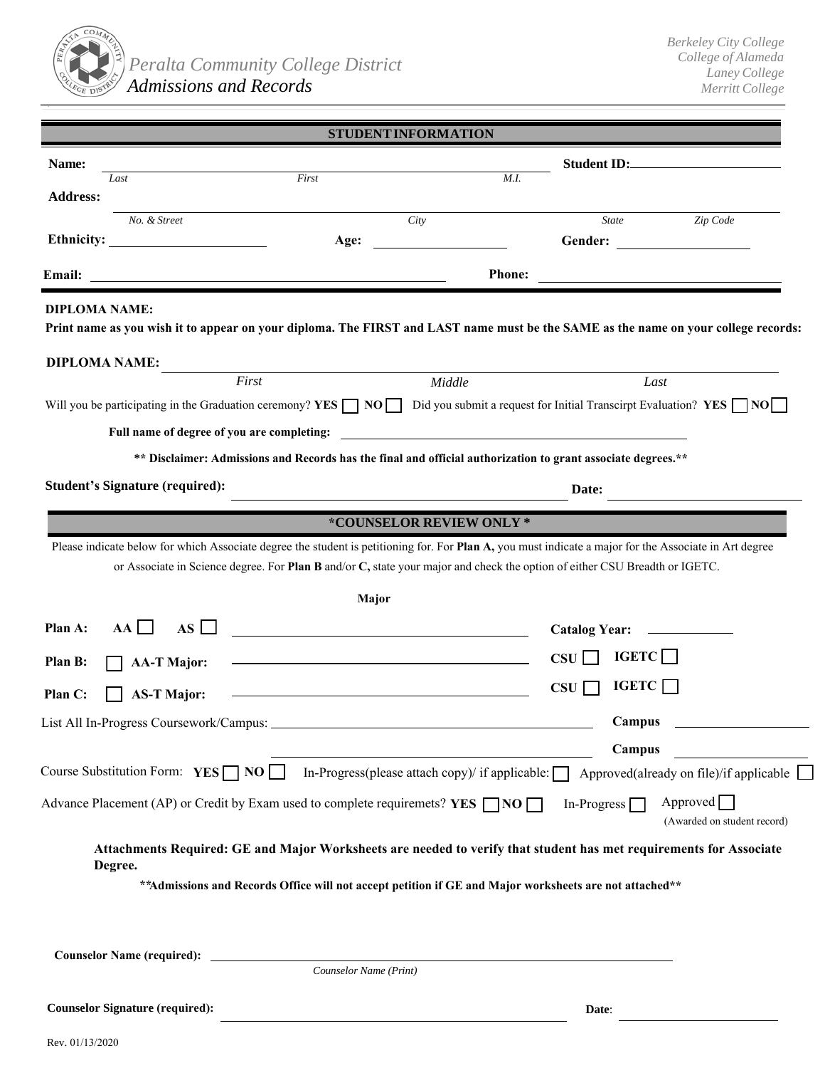Peralta Community College District
*Admissions and Records*

*Berkeley City College*
*College of Alameda*
*Laney College*
*Merritt College*

## STUDENT INFORMATION

**Name:** ______________________________ **Student ID:** ______________
*Last* *First* *M.I.*

**Address:** ______________________________
*No. & Street* *City* *State* *Zip Code*

**Ethnicity:** ______________ **Age:** ______________ **Gender:** ______________

**Email:** ______________________________ **Phone:** ______________

**DIPLOMA NAME:**

**Print name as you wish it to appear on your diploma. The FIRST and LAST name must be the SAME as the name on your college records:**

**DIPLOMA NAME:** ______________________________
*First* *Middle* *Last*

Will you be participating in the Graduation ceremony? **YES** ☐ **NO** ☐ Did you submit a request for Initial Transcirpt Evaluation? **YES** ☐ **NO** ☐

**Full name of degree of you are completing:** ______________________________

**\*\* Disclaimer: Admissions and Records has the final and official authorization to grant associate degrees.\*\***

**Student's Signature (required):** ______________________________ **Date:** ______________

## *COUNSELOR REVIEW ONLY *

Please indicate below for which Associate degree the student is petitioning for. For **Plan A,** you must indicate a major for the Associate in Art degree or Associate in Science degree. For **Plan B** and/or **C,** state your major and check the option of either CSU Breadth or IGETC.

**Major**

**Plan A:** **AA** ☐ **AS** ☐ ______________________________ **Catalog Year:** ______________

**Plan B:** ☐ **AA-T Major:** ______________________________ **CSU** ☐ **IGETC** ☐

**Plan C:** ☐ **AS-T Major:** ______________________________ **CSU** ☐ **IGETC** ☐

List All In-Progress Coursework/Campus: ______________________________ **Campus** ______________

______________________________ **Campus** ______________

Course Substitution Form: **YES** ☐ **NO** ☐ In-Progress(please attach copy)/ if applicable: ☐ Approved(already on file)/if applicable ☐

Advance Placement (AP) or Credit by Exam used to complete requiremets? **YES** ☐ **NO** ☐ In-Progress ☐ Approved ☐
(Awarded on student record)

**Attachments Required: GE and Major Worksheets are needed to verify that student has met requirements for Associate Degree.**

**\*\*Admissions and Records Office will not accept petition if GE and Major worksheets are not attached\*\***

**Counselor Name (required):** ______________________________
*Counselor Name (Print)*

**Counselor Signature (required):** ______________________________ **Date:** ______________

Rev. 01/13/2020